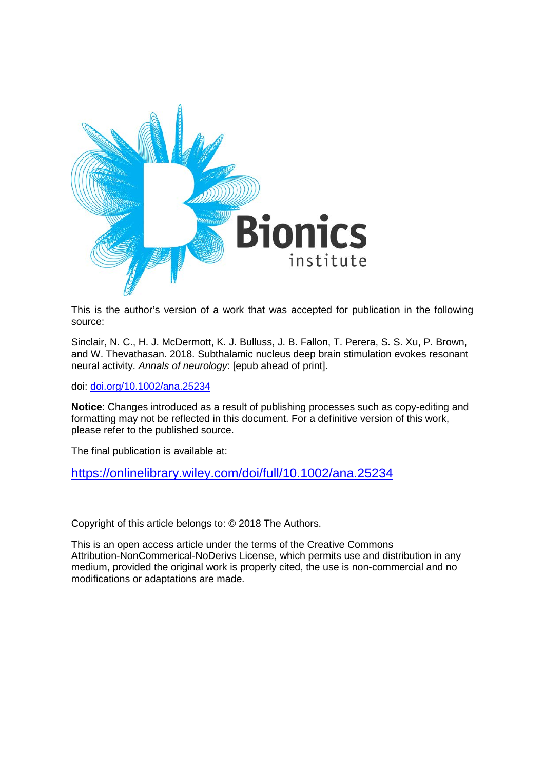This is the author's version of a work that was accepted for publication in the following source:

Sinclair, N. C., H. J. McDermott, K. J. Bulluss, J. B. Fallon, T. Perera, S. S. Xu, P. Brown, and W. Thevathasan. 2018. Subthalamic nucleus deep brain stimulation evokes resonant neural activity. *Annals of neurology*: [epub ahead of print].

doi: [doi.org/10.1002/ana.25234](https://doi.org/10.1002/ana.25234)

**Notice**: Changes introduced as a result of publishing processes such as copy-editing and formatting may not be reflected in this document. For a definitive version of this work, please refer to the published source.

The final publication is available at:

[https://onlinelibrary.wiley.com/doi/full/10.1002/ana.25234](https://onlinelibrary.wiley.com/doi/full/10.1002/ana.25234)

Copyright of this article belongs to: © 2018 The Authors.

This is an open access article under the terms of the Creative Commons Attribution-NonCommerical-NoDerivs License, which permits use and distribution in any medium, provided the original work is properly cited, the use is non-commercial and no modifications or adaptations are made.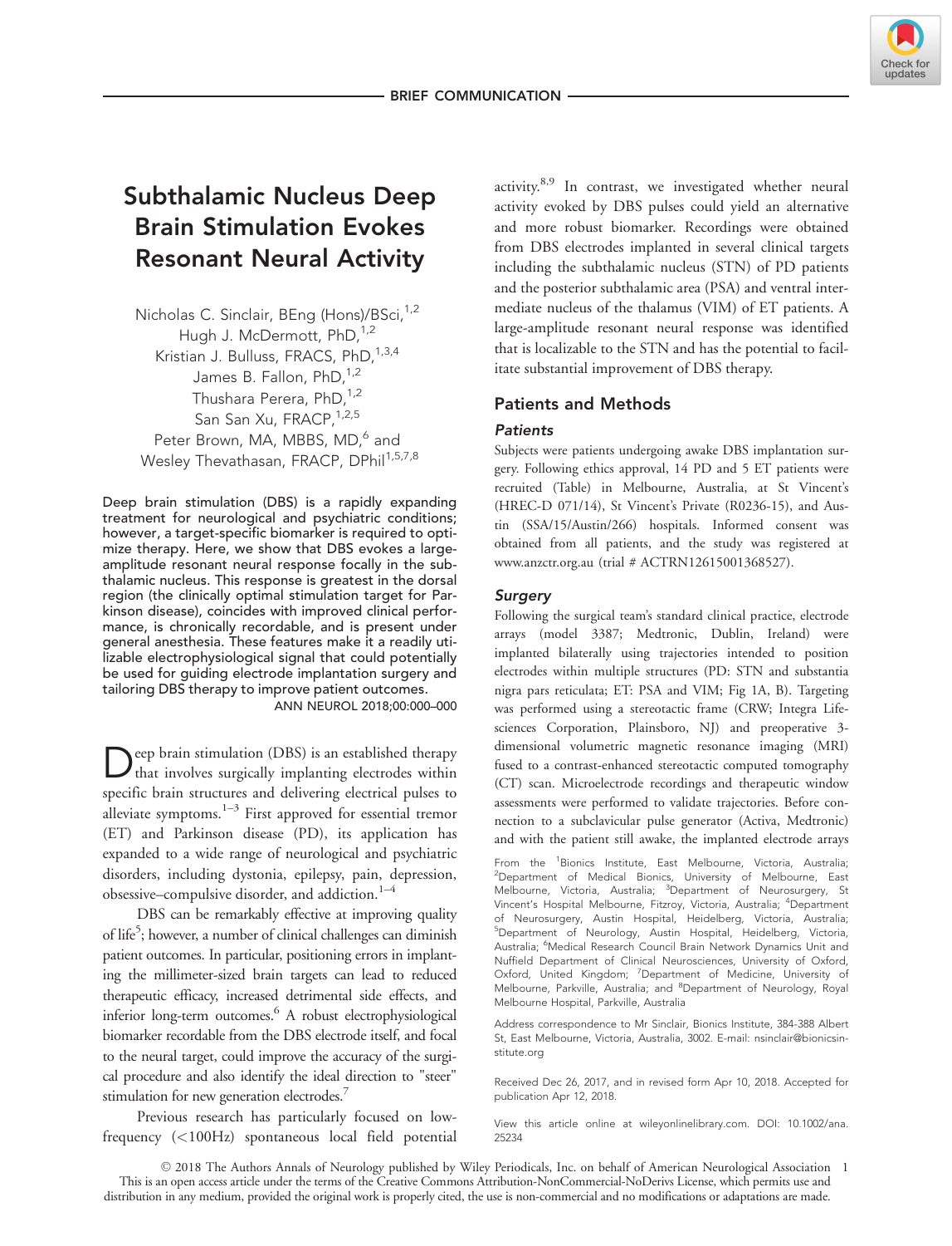# Subthalamic Nucleus Deep Brain Stimulation Evokes Resonant Neural Activity

Nicholas C. Sinclair, BEng (Hons)/BSci,[1,2]
Hugh J. McDermott, PhD,[1,2]
Kristian J. Bulluss, FRACS, PhD,[1,3,4]
James B. Fallon, PhD,[1,2]
Thushara Perera, PhD,[1,2]
San San Xu, FRACP,[1,2,5]
Peter Brown, MA, MBBS, MD,[6] and
Wesley Thevathasan, FRACP, DPhil[1,5,7,8]

Deep brain stimulation (DBS) is a rapidly expanding treatment for neurological and psychiatric conditions; however, a target-specific biomarker is required to optimize therapy. Here, we show that DBS evokes a large-amplitude resonant neural response focally in the subthalamic nucleus. This response is greatest in the dorsal region (the clinically optimal stimulation target for Parkinson disease), coincides with improved clinical performance, is chronically recordable, and is present under general anesthesia. These features make it a readily utilizable electrophysiological signal that could potentially be used for guiding electrode implantation surgery and tailoring DBS therapy to improve patient outcomes.

ANN NEUROL 2018;00:000–000

Deep brain stimulation (DBS) is an established therapy that involves surgically implanting electrodes within specific brain structures and delivering electrical pulses to alleviate symptoms.[1–3] First approved for essential tremor (ET) and Parkinson disease (PD), its application has expanded to a wide range of neurological and psychiatric disorders, including dystonia, epilepsy, pain, depression, obsessive–compulsive disorder, and addiction.[1–4]

DBS can be remarkably effective at improving quality of life[5]; however, a number of clinical challenges can diminish patient outcomes. In particular, positioning errors in implanting the millimeter-sized brain targets can lead to reduced therapeutic efficacy, increased detrimental side effects, and inferior long-term outcomes.[6] A robust electrophysiological biomarker recordable from the DBS electrode itself, and focal to the neural target, could improve the accuracy of the surgical procedure and also identify the ideal direction to "steer" stimulation for new generation electrodes.[7]

Previous research has particularly focused on low-frequency (<100Hz) spontaneous local field potential activity.[8,9] In contrast, we investigated whether neural activity evoked by DBS pulses could yield an alternative and more robust biomarker. Recordings were obtained from DBS electrodes implanted in several clinical targets including the subthalamic nucleus (STN) of PD patients and the posterior subthalamic area (PSA) and ventral intermediate nucleus of the thalamus (VIM) of ET patients. A large-amplitude resonant neural response was identified that is localizable to the STN and has the potential to facilitate substantial improvement of DBS therapy.

## Patients and Methods

### Patients

Subjects were patients undergoing awake DBS implantation surgery. Following ethics approval, 14 PD and 5 ET patients were recruited (Table) in Melbourne, Australia, at St Vincent's (HREC-D 071/14), St Vincent's Private (R0236-15), and Austin (SSA/15/Austin/266) hospitals. Informed consent was obtained from all patients, and the study was registered at www.anzctr.org.au (trial # ACTRN12615001368527).

### Surgery

Following the surgical team's standard clinical practice, electrode arrays (model 3387; Medtronic, Dublin, Ireland) were implanted bilaterally using trajectories intended to position electrodes within multiple structures (PD: STN and substantia nigra pars reticulata; ET: PSA and VIM; Fig 1A, B). Targeting was performed using a stereotactic frame (CRW; Integra Lifesciences Corporation, Plainsboro, NJ) and preoperative 3-dimensional volumetric magnetic resonance imaging (MRI) fused to a contrast-enhanced stereotactic computed tomography (CT) scan. Microelectrode recordings and therapeutic window assessments were performed to validate trajectories. Before connection to a subclavicular pulse generator (Activa, Medtronic) and with the patient still awake, the implanted electrode arrays

From the [1]Bionics Institute, East Melbourne, Victoria, Australia; [2]Department of Medical Bionics, University of Melbourne, East Melbourne, Victoria, Australia; [3]Department of Neurosurgery, St Vincent's Hospital Melbourne, Fitzroy, Victoria, Australia; [4]Department of Neurosurgery, Austin Hospital, Heidelberg, Victoria, Australia; [5]Department of Neurology, Austin Hospital, Heidelberg, Victoria, Australia; [6]Medical Research Council Brain Network Dynamics Unit and Nuffield Department of Clinical Neurosciences, University of Oxford, Oxford, United Kingdom; [7]Department of Medicine, University of Melbourne, Parkville, Australia; and [8]Department of Neurology, Royal Melbourne Hospital, Parkville, Australia

Address correspondence to Mr Sinclair, Bionics Institute, 384-388 Albert St, East Melbourne, Victoria, Australia, 3002. E-mail: nsinclair@bionicsinstitute.org

Received Dec 26, 2017, and in revised form Apr 10, 2018. Accepted for publication Apr 12, 2018.

View this article online at wileyonlinelibrary.com. DOI: 10.1002/ana.25234

© 2018 The Authors Annals of Neurology published by Wiley Periodicals, Inc. on behalf of American Neurological Association
This is an open access article under the terms of the Creative Commons Attribution-NonCommercial-NoDerivs License, which permits use and distribution in any medium, provided the original work is properly cited, the use is non-commercial and no modifications or adaptations are made.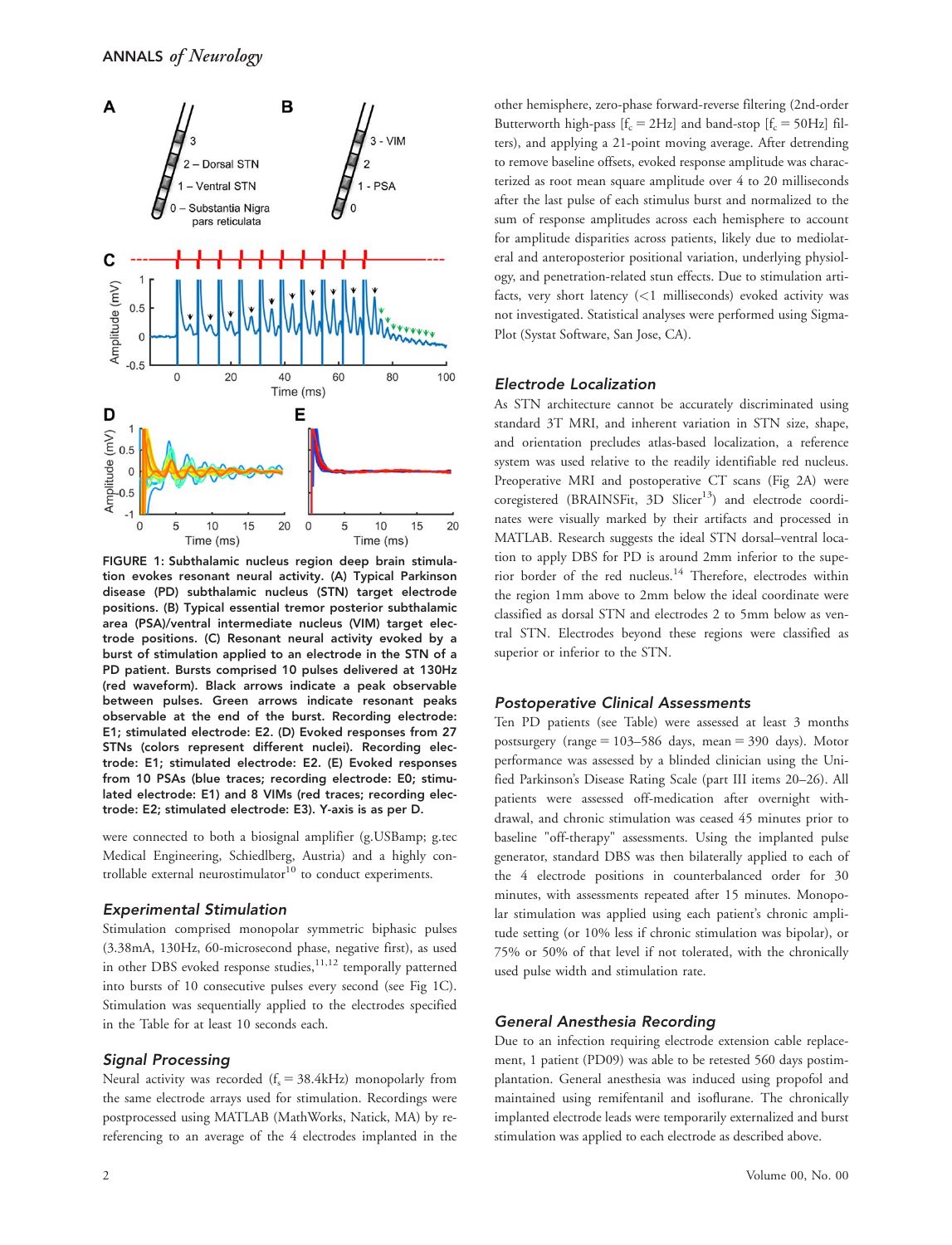FIGURE 1: Subthalamic nucleus region deep brain stimulation evokes resonant neural activity. (A) Typical Parkinson disease (PD) subthalamic nucleus (STN) target electrode positions. (B) Typical essential tremor posterior subthalamic area (PSA)/ventral intermediate nucleus (VIM) target electrode positions. (C) Resonant neural activity evoked by a burst of stimulation applied to an electrode in the STN of a PD patient. Bursts comprised 10 pulses delivered at 130Hz (red waveform). Black arrows indicate a peak observable between pulses. Green arrows indicate resonant peaks observable at the end of the burst. Recording electrode: E1; stimulated electrode: E2. (D) Evoked responses from 27 STNs (colors represent different nuclei). Recording electrode: E1; stimulated electrode: E2. (E) Evoked responses from 10 PSAs (blue traces; recording electrode: E0; stimulated electrode: E1) and 8 VIMs (red traces; recording electrode: E2; stimulated electrode: E3). Y-axis is as per D.

were connected to both a biosignal amplifier (g.USBamp; g.tec Medical Engineering, Schiedlberg, Austria) and a highly controllable external neurostimulator[10] to conduct experiments.

### Experimental Stimulation

Stimulation comprised monopolar symmetric biphasic pulses (3.38mA, 130Hz, 60-microsecond phase, negative first), as used in other DBS evoked response studies,[11,12] temporally patterned into bursts of 10 consecutive pulses every second (see Fig 1C). Stimulation was sequentially applied to the electrodes specified in the Table for at least 10 seconds each.

### Signal Processing

Neural activity was recorded ($f_s = 38.4$kHz) monopolarly from the same electrode arrays used for stimulation. Recordings were postprocessed using MATLAB (MathWorks, Natick, MA) by re-referencing to an average of the 4 electrodes implanted in the other hemisphere, zero-phase forward-reverse filtering (2nd-order Butterworth high-pass [$f_c = 2$Hz] and band-stop [$f_c = 50$Hz] filters), and applying a 21-point moving average. After detrending to remove baseline offsets, evoked response amplitude was characterized as root mean square amplitude over 4 to 20 milliseconds after the last pulse of each stimulus burst and normalized to the sum of response amplitudes across each hemisphere to account for amplitude disparities across patients, likely due to mediolateral and anteroposterior positional variation, underlying physiology, and penetration-related stun effects. Due to stimulation artifacts, very short latency (<1 milliseconds) evoked activity was not investigated. Statistical analyses were performed using SigmaPlot (Systat Software, San Jose, CA).

### Electrode Localization

As STN architecture cannot be accurately discriminated using standard 3T MRI, and inherent variation in STN size, shape, and orientation precludes atlas-based localization, a reference system was used relative to the readily identifiable red nucleus. Preoperative MRI and postoperative CT scans (Fig 2A) were coregistered (BRAINSFit, 3D Slicer[13]) and electrode coordinates were visually marked by their artifacts and processed in MATLAB. Research suggests the ideal STN dorsal–ventral location to apply DBS for PD is around 2mm inferior to the superior border of the red nucleus.[14] Therefore, electrodes within the region 1mm above to 2mm below the ideal coordinate were classified as dorsal STN and electrodes 2 to 5mm below as ventral STN. Electrodes beyond these regions were classified as superior or inferior to the STN.

### Postoperative Clinical Assessments

Ten PD patients (see Table) were assessed at least 3 months postsurgery (range = 103–586 days, mean = 390 days). Motor performance was assessed by a blinded clinician using the Unified Parkinson's Disease Rating Scale (part III items 20–26). All patients were assessed off-medication after overnight withdrawal, and chronic stimulation was ceased 45 minutes prior to baseline "off-therapy" assessments. Using the implanted pulse generator, standard DBS was then bilaterally applied to each of the 4 electrode positions in counterbalanced order for 30 minutes, with assessments repeated after 15 minutes. Monopolar stimulation was applied using each patient's chronic amplitude setting (or 10% less if chronic stimulation was bipolar), or 75% or 50% of that level if not tolerated, with the chronically used pulse width and stimulation rate.

### General Anesthesia Recording

Due to an infection requiring electrode extension cable replacement, 1 patient (PD09) was able to be retested 560 days postimplantation. General anesthesia was induced using propofol and maintained using remifentanil and isoflurane. The chronically implanted electrode leads were temporarily externalized and burst stimulation was applied to each electrode as described above.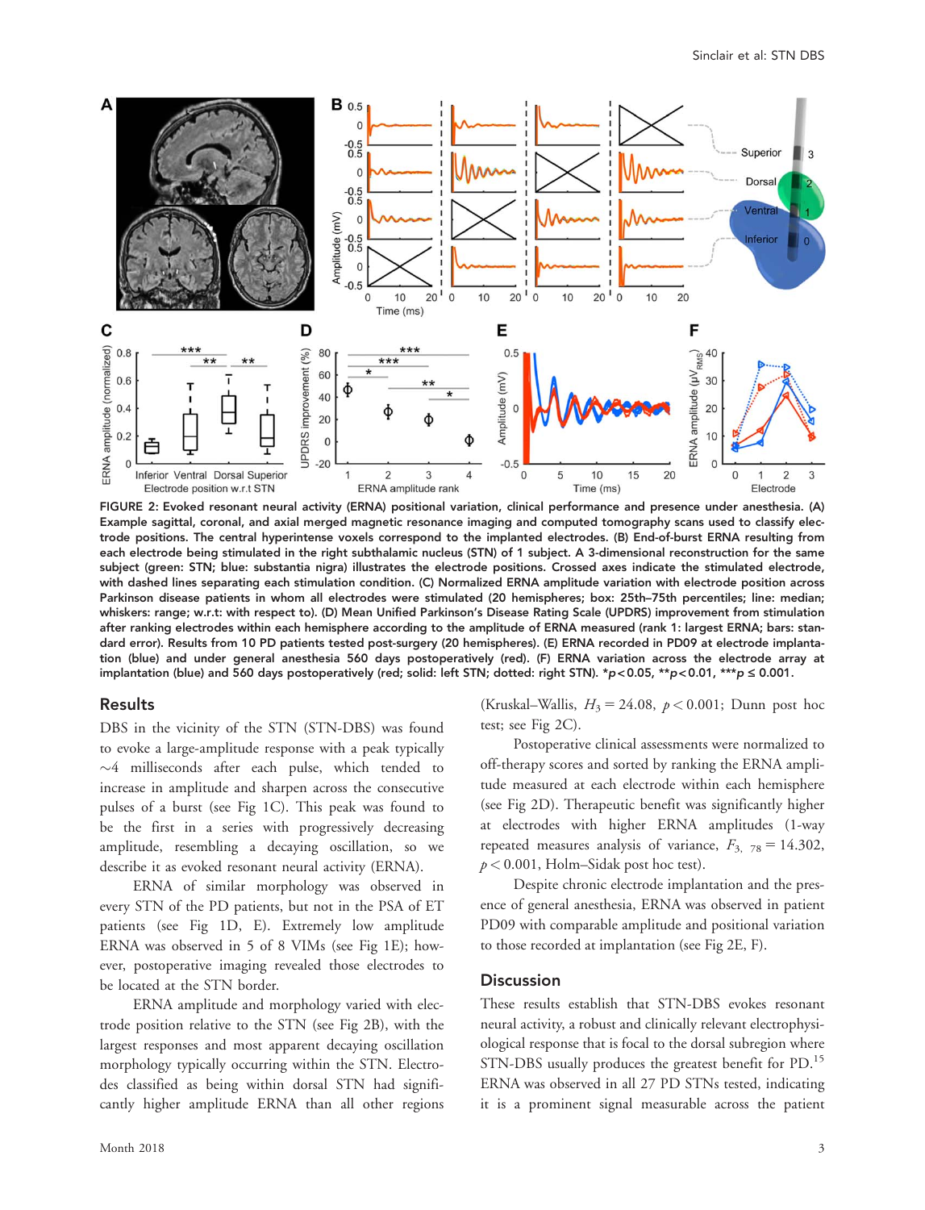FIGURE 2: Evoked resonant neural activity (ERNA) positional variation, clinical performance and presence under anesthesia. (A) Example sagittal, coronal, and axial merged magnetic resonance imaging and computed tomography scans used to classify electrode positions. The central hyperintense voxels correspond to the implanted electrodes. (B) End-of-burst ERNA resulting from each electrode being stimulated in the right subthalamic nucleus (STN) of 1 subject. A 3-dimensional reconstruction for the same subject (green: STN; blue: substantia nigra) illustrates the electrode positions. Crossed axes indicate the stimulated electrode, with dashed lines separating each stimulation condition. (C) Normalized ERNA amplitude variation with electrode position across Parkinson disease patients in whom all electrodes were stimulated (20 hemispheres; box: 25th–75th percentiles; line: median; whiskers: range; w.r.t: with respect to). (D) Mean Unified Parkinson's Disease Rating Scale (UPDRS) improvement from stimulation after ranking electrodes within each hemisphere according to the amplitude of ERNA measured (rank 1: largest ERNA; bars: standard error). Results from 10 PD patients tested post-surgery (20 hemispheres). (E) ERNA recorded in PD09 at electrode implantation (blue) and under general anesthesia 560 days postoperatively (red). (F) ERNA variation across the electrode array at implantation (blue) and 560 days postoperatively (red; solid: left STN; dotted: right STN). *$p < 0.05$, **$p < 0.01$, ***$p \leq 0.001$.

## Results

DBS in the vicinity of the STN (STN-DBS) was found to evoke a large-amplitude response with a peak typically ~4 milliseconds after each pulse, which tended to increase in amplitude and sharpen across the consecutive pulses of a burst (see Fig 1C). This peak was found to be the first in a series with progressively decreasing amplitude, resembling a decaying oscillation, so we describe it as evoked resonant neural activity (ERNA).

ERNA of similar morphology was observed in every STN of the PD patients, but not in the PSA of ET patients (see Fig 1D, E). Extremely low amplitude ERNA was observed in 5 of 8 VIMs (see Fig 1E); however, postoperative imaging revealed those electrodes to be located at the STN border.

ERNA amplitude and morphology varied with electrode position relative to the STN (see Fig 2B), with the largest responses and most apparent decaying oscillation morphology typically occurring within the STN. Electrodes classified as being within dorsal STN had significantly higher amplitude ERNA than all other regions (Kruskal–Wallis, $H_3 = 24.08$, $p < 0.001$; Dunn post hoc test; see Fig 2C).

Postoperative clinical assessments were normalized to off-therapy scores and sorted by ranking the ERNA amplitude measured at each electrode within each hemisphere (see Fig 2D). Therapeutic benefit was significantly higher at electrodes with higher ERNA amplitudes (1-way repeated measures analysis of variance, $F_{3,\ 78} = 14.302$, $p < 0.001$, Holm–Sidak post hoc test).

Despite chronic electrode implantation and the presence of general anesthesia, ERNA was observed in patient PD09 with comparable amplitude and positional variation to those recorded at implantation (see Fig 2E, F).

## Discussion

These results establish that STN-DBS evokes resonant neural activity, a robust and clinically relevant electrophysiological response that is focal to the dorsal subregion where STN-DBS usually produces the greatest benefit for PD.[15] ERNA was observed in all 27 PD STNs tested, indicating it is a prominent signal measurable across the patient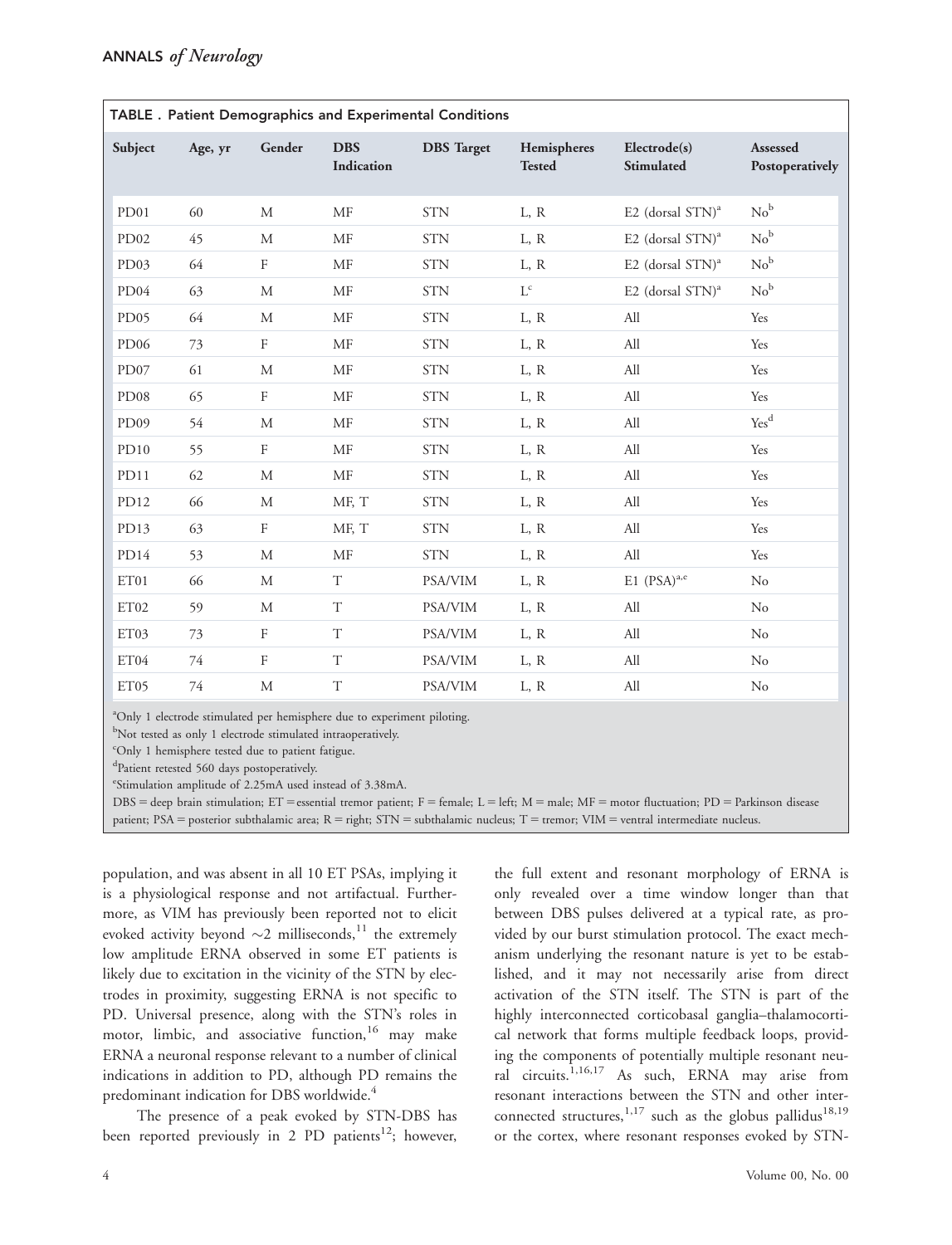**TABLE . Patient Demographics and Experimental Conditions**

| Subject | Age, yr | Gender | DBS Indication | DBS Target | Hemispheres Tested | Electrode(s) Stimulated | Assessed Postoperatively |
|---|---|---|---|---|---|---|---|
| PD01 | 60 | M | MF | STN | L, R | E2 (dorsal STN)[a] | No[b] |
| PD02 | 45 | M | MF | STN | L, R | E2 (dorsal STN)[a] | No[b] |
| PD03 | 64 | F | MF | STN | L, R | E2 (dorsal STN)[a] | No[b] |
| PD04 | 63 | M | MF | STN | L[c] | E2 (dorsal STN)[a] | No[b] |
| PD05 | 64 | M | MF | STN | L, R | All | Yes |
| PD06 | 73 | F | MF | STN | L, R | All | Yes |
| PD07 | 61 | M | MF | STN | L, R | All | Yes |
| PD08 | 65 | F | MF | STN | L, R | All | Yes |
| PD09 | 54 | M | MF | STN | L, R | All | Yes[d] |
| PD10 | 55 | F | MF | STN | L, R | All | Yes |
| PD11 | 62 | M | MF | STN | L, R | All | Yes |
| PD12 | 66 | M | MF, T | STN | L, R | All | Yes |
| PD13 | 63 | F | MF, T | STN | L, R | All | Yes |
| PD14 | 53 | M | MF | STN | L, R | All | Yes |
| ET01 | 66 | M | T | PSA/VIM | L, R | E1 (PSA)[a,e] | No |
| ET02 | 59 | M | T | PSA/VIM | L, R | All | No |
| ET03 | 73 | F | T | PSA/VIM | L, R | All | No |
| ET04 | 74 | F | T | PSA/VIM | L, R | All | No |
| ET05 | 74 | M | T | PSA/VIM | L, R | All | No |

[a]Only 1 electrode stimulated per hemisphere due to experiment piloting.
[b]Not tested as only 1 electrode stimulated intraoperatively.
[c]Only 1 hemisphere tested due to patient fatigue.
[d]Patient retested 560 days postoperatively.
[e]Stimulation amplitude of 2.25mA used instead of 3.38mA.
DBS = deep brain stimulation; ET = essential tremor patient; F = female; L = left; M = male; MF = motor fluctuation; PD = Parkinson disease patient; PSA = posterior subthalamic area; R = right; STN = subthalamic nucleus; T = tremor; VIM = ventral intermediate nucleus.

population, and was absent in all 10 ET PSAs, implying it is a physiological response and not artifactual. Furthermore, as VIM has previously been reported not to elicit evoked activity beyond ~2 milliseconds,[11] the extremely low amplitude ERNA observed in some ET patients is likely due to excitation in the vicinity of the STN by electrodes in proximity, suggesting ERNA is not specific to PD. Universal presence, along with the STN's roles in motor, limbic, and associative function,[16] may make ERNA a neuronal response relevant to a number of clinical indications in addition to PD, although PD remains the predominant indication for DBS worldwide.[4]

The presence of a peak evoked by STN-DBS has been reported previously in 2 PD patients[12]; however, the full extent and resonant morphology of ERNA is only revealed over a time window longer than that between DBS pulses delivered at a typical rate, as provided by our burst stimulation protocol. The exact mechanism underlying the resonant nature is yet to be established, and it may not necessarily arise from direct activation of the STN itself. The STN is part of the highly interconnected corticobasal ganglia–thalamocortical network that forms multiple feedback loops, providing the components of potentially multiple resonant neural circuits.[1,16,17] As such, ERNA may arise from resonant interactions between the STN and other interconnected structures,[1,17] such as the globus pallidus[18,19] or the cortex, where resonant responses evoked by STN-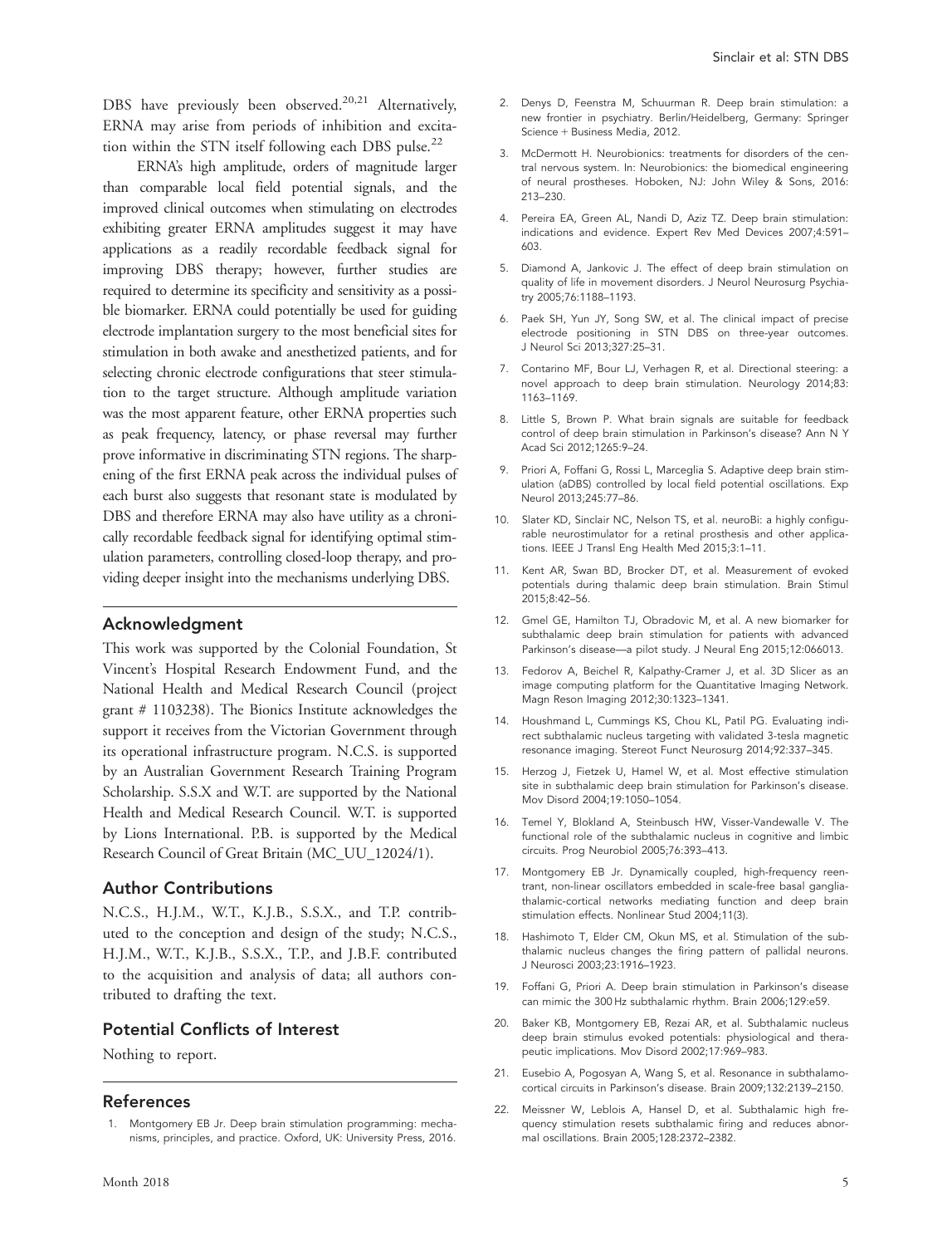DBS have previously been observed.[20,21] Alternatively, ERNA may arise from periods of inhibition and excitation within the STN itself following each DBS pulse.[22]

ERNA's high amplitude, orders of magnitude larger than comparable local field potential signals, and the improved clinical outcomes when stimulating on electrodes exhibiting greater ERNA amplitudes suggest it may have applications as a readily recordable feedback signal for improving DBS therapy; however, further studies are required to determine its specificity and sensitivity as a possible biomarker. ERNA could potentially be used for guiding electrode implantation surgery to the most beneficial sites for stimulation in both awake and anesthetized patients, and for selecting chronic electrode configurations that steer stimulation to the target structure. Although amplitude variation was the most apparent feature, other ERNA properties such as peak frequency, latency, or phase reversal may further prove informative in discriminating STN regions. The sharpening of the first ERNA peak across the individual pulses of each burst also suggests that resonant state is modulated by DBS and therefore ERNA may also have utility as a chronically recordable feedback signal for identifying optimal stimulation parameters, controlling closed-loop therapy, and providing deeper insight into the mechanisms underlying DBS.

## Acknowledgment

This work was supported by the Colonial Foundation, St Vincent's Hospital Research Endowment Fund, and the National Health and Medical Research Council (project grant # 1103238). The Bionics Institute acknowledges the support it receives from the Victorian Government through its operational infrastructure program. N.C.S. is supported by an Australian Government Research Training Program Scholarship. S.S.X and W.T. are supported by the National Health and Medical Research Council. W.T. is supported by Lions International. P.B. is supported by the Medical Research Council of Great Britain (MC_UU_12024/1).

## Author Contributions

N.C.S., H.J.M., W.T., K.J.B., S.S.X., and T.P. contributed to the conception and design of the study; N.C.S., H.J.M., W.T., K.J.B., S.S.X., T.P., and J.B.F. contributed to the acquisition and analysis of data; all authors contributed to drafting the text.

## Potential Conflicts of Interest

Nothing to report.

## References

1. Montgomery EB Jr. Deep brain stimulation programming: mechanisms, principles, and practice. Oxford, UK: University Press, 2016.
2. Denys D, Feenstra M, Schuurman R. Deep brain stimulation: a new frontier in psychiatry. Berlin/Heidelberg, Germany: Springer Science + Business Media, 2012.
3. McDermott H. Neurobionics: treatments for disorders of the central nervous system. In: Neurobionics: the biomedical engineering of neural prostheses. Hoboken, NJ: John Wiley & Sons, 2016: 213–230.
4. Pereira EA, Green AL, Nandi D, Aziz TZ. Deep brain stimulation: indications and evidence. Expert Rev Med Devices 2007;4:591–603.
5. Diamond A, Jankovic J. The effect of deep brain stimulation on quality of life in movement disorders. J Neurol Neurosurg Psychiatry 2005;76:1188–1193.
6. Paek SH, Yun JY, Song SW, et al. The clinical impact of precise electrode positioning in STN DBS on three-year outcomes. J Neurol Sci 2013;327:25–31.
7. Contarino MF, Bour LJ, Verhagen R, et al. Directional steering: a novel approach to deep brain stimulation. Neurology 2014;83: 1163–1169.
8. Little S, Brown P. What brain signals are suitable for feedback control of deep brain stimulation in Parkinson's disease? Ann N Y Acad Sci 2012;1265:9–24.
9. Priori A, Foffani G, Rossi L, Marceglia S. Adaptive deep brain stimulation (aDBS) controlled by local field potential oscillations. Exp Neurol 2013;245:77–86.
10. Slater KD, Sinclair NC, Nelson TS, et al. neuroBi: a highly configurable neurostimulator for a retinal prosthesis and other applications. IEEE J Transl Eng Health Med 2015;3:1–11.
11. Kent AR, Swan BD, Brocker DT, et al. Measurement of evoked potentials during thalamic deep brain stimulation. Brain Stimul 2015;8:42–56.
12. Gmel GE, Hamilton TJ, Obradovic M, et al. A new biomarker for subthalamic deep brain stimulation for patients with advanced Parkinson's disease—a pilot study. J Neural Eng 2015;12:066013.
13. Fedorov A, Beichel R, Kalpathy-Cramer J, et al. 3D Slicer as an image computing platform for the Quantitative Imaging Network. Magn Reson Imaging 2012;30:1323–1341.
14. Houshmand L, Cummings KS, Chou KL, Patil PG. Evaluating indirect subthalamic nucleus targeting with validated 3-tesla magnetic resonance imaging. Stereot Funct Neurosurg 2014;92:337–345.
15. Herzog J, Fietzek U, Hamel W, et al. Most effective stimulation site in subthalamic deep brain stimulation for Parkinson's disease. Mov Disord 2004;19:1050–1054.
16. Temel Y, Blokland A, Steinbusch HW, Visser-Vandewalle V. The functional role of the subthalamic nucleus in cognitive and limbic circuits. Prog Neurobiol 2005;76:393–413.
17. Montgomery EB Jr. Dynamically coupled, high-frequency reentrant, non-linear oscillators embedded in scale-free basal ganglia-thalamic-cortical networks mediating function and deep brain stimulation effects. Nonlinear Stud 2004;11(3).
18. Hashimoto T, Elder CM, Okun MS, et al. Stimulation of the subthalamic nucleus changes the firing pattern of pallidal neurons. J Neurosci 2003;23:1916–1923.
19. Foffani G, Priori A. Deep brain stimulation in Parkinson's disease can mimic the 300 Hz subthalamic rhythm. Brain 2006;129:e59.
20. Baker KB, Montgomery EB, Rezai AR, et al. Subthalamic nucleus deep brain stimulus evoked potentials: physiological and therapeutic implications. Mov Disord 2002;17:969–983.
21. Eusebio A, Pogosyan A, Wang S, et al. Resonance in subthalamo-cortical circuits in Parkinson's disease. Brain 2009;132:2139–2150.
22. Meissner W, Leblois A, Hansel D, et al. Subthalamic high frequency stimulation resets subthalamic firing and reduces abnormal oscillations. Brain 2005;128:2372–2382.